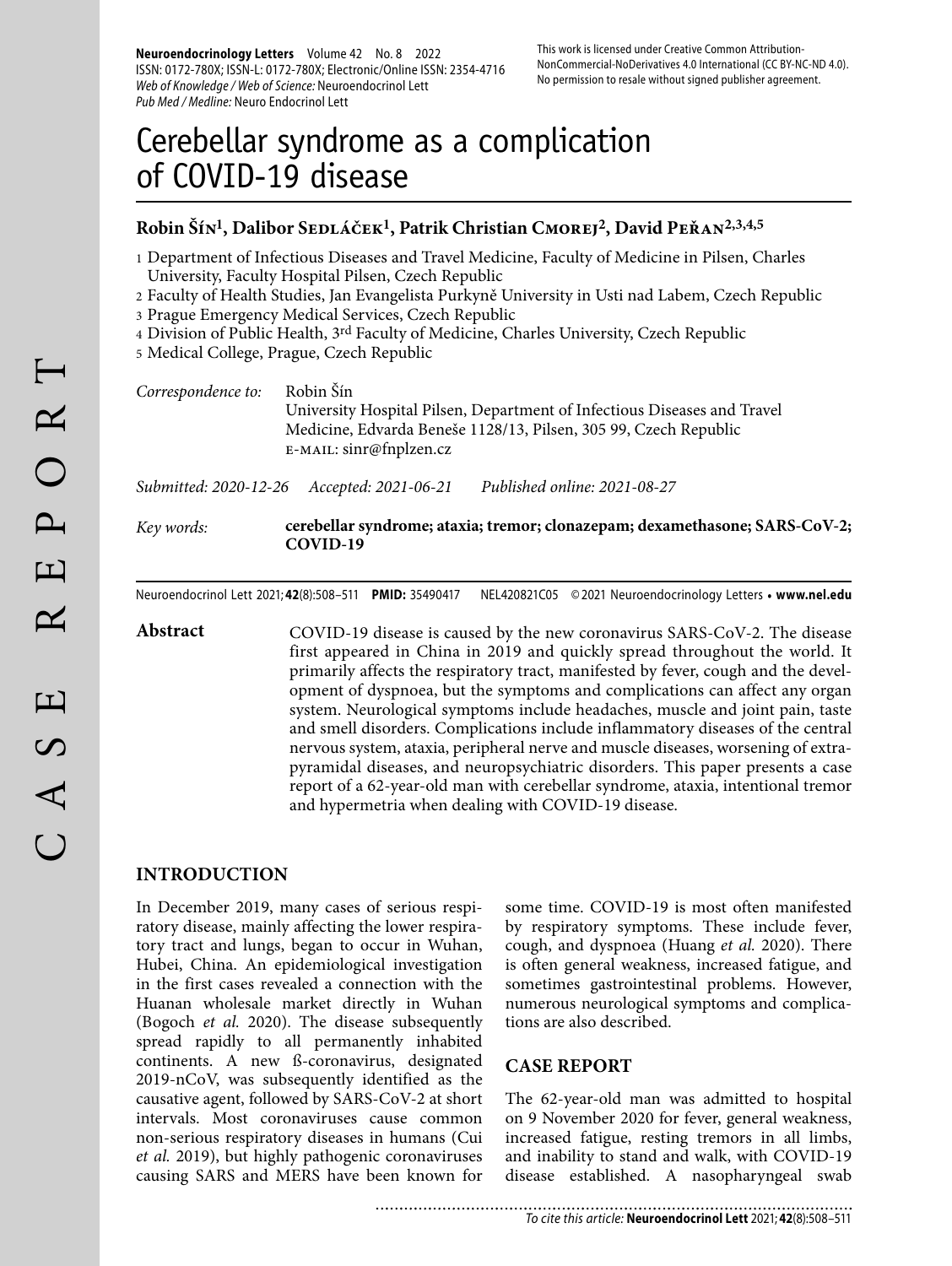Neuroendocrinology Letters Volume 42 No. 8 2022
ISSN: 0172-780X; ISSN-L: 0172-780X; Electronic/Online ISSN: 2354-4716
*Web of Knowledge / Web of Science:* Neuroendocrinol Lett
*Pub Med / Medline:* Neuro Endocrinol Lett

This work is licensed under Creative Common Attribution-NonCommercial-NoDerivatives 4.0 International (CC BY-NC-ND 4.0). No permission to resale without signed publisher agreement.

# Cerebellar syndrome as a complication of COVID-19 disease

**Robin Šín[1], Dalibor Sedláček[1], Patrik Christian Cmorej[2], David Peřan[2,3,4,5]**

1 Department of Infectious Diseases and Travel Medicine, Faculty of Medicine in Pilsen, Charles University, Faculty Hospital Pilsen, Czech Republic
2 Faculty of Health Studies, Jan Evangelista Purkyně University in Usti nad Labem, Czech Republic
3 Prague Emergency Medical Services, Czech Republic
4 Division of Public Health, 3rd Faculty of Medicine, Charles University, Czech Republic
5 Medical College, Prague, Czech Republic

*Correspondence to:* Robin Šín
University Hospital Pilsen, Department of Infectious Diseases and Travel Medicine, Edvarda Beneše 1128/13, Pilsen, 305 99, Czech Republic
E-MAIL: sinr@fnplzen.cz

*Submitted: 2020-12-26 Accepted: 2021-06-21 Published online: 2021-08-27*

*Key words:* **cerebellar syndrome; ataxia; tremor; clonazepam; dexamethasone; SARS-CoV-2; COVID-19**

Neuroendocrinol Lett 2021; **42**(8):508–511 **PMID:** 35490417 NEL420821C05 ©2021 Neuroendocrinology Letters • **www.nel.edu**

**Abstract** COVID-19 disease is caused by the new coronavirus SARS-CoV-2. The disease first appeared in China in 2019 and quickly spread throughout the world. It primarily affects the respiratory tract, manifested by fever, cough and the development of dyspnoea, but the symptoms and complications can affect any organ system. Neurological symptoms include headaches, muscle and joint pain, taste and smell disorders. Complications include inflammatory diseases of the central nervous system, ataxia, peripheral nerve and muscle diseases, worsening of extrapyramidal diseases, and neuropsychiatric disorders. This paper presents a case report of a 62-year-old man with cerebellar syndrome, ataxia, intentional tremor and hypermetria when dealing with COVID-19 disease.

## INTRODUCTION

In December 2019, many cases of serious respiratory disease, mainly affecting the lower respiratory tract and lungs, began to occur in Wuhan, Hubei, China. An epidemiological investigation in the first cases revealed a connection with the Huanan wholesale market directly in Wuhan (Bogoch *et al.* 2020). The disease subsequently spread rapidly to all permanently inhabited continents. A new ß-coronavirus, designated 2019-nCoV, was subsequently identified as the causative agent, followed by SARS-CoV-2 at short intervals. Most coronaviruses cause common non-serious respiratory diseases in humans (Cui *et al.* 2019), but highly pathogenic coronaviruses causing SARS and MERS have been known for some time. COVID-19 is most often manifested by respiratory symptoms. These include fever, cough, and dyspnoea (Huang *et al.* 2020). There is often general weakness, increased fatigue, and sometimes gastrointestinal problems. However, numerous neurological symptoms and complications are also described.

## CASE REPORT

The 62-year-old man was admitted to hospital on 9 November 2020 for fever, general weakness, increased fatigue, resting tremors in all limbs, and inability to stand and walk, with COVID-19 disease established. A nasopharyngeal swab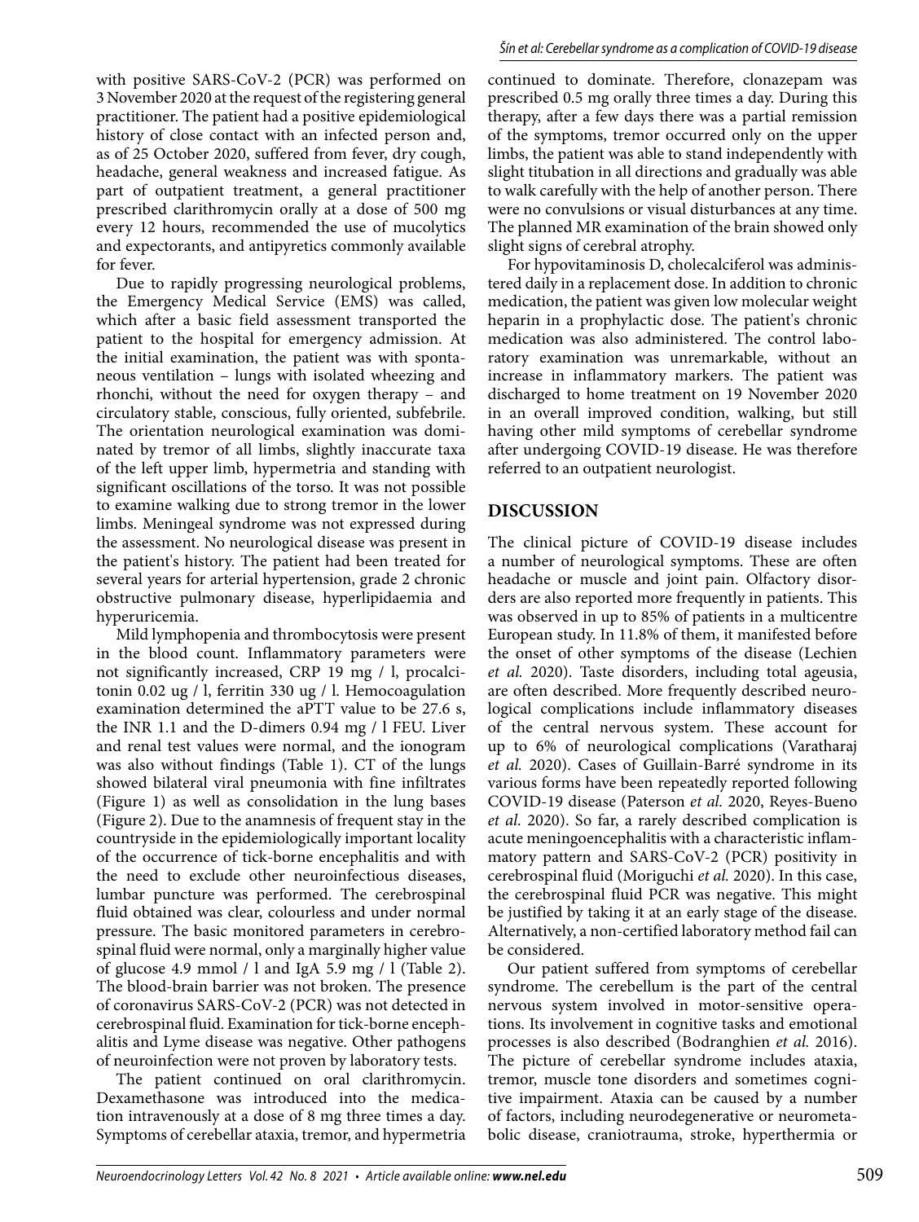with positive SARS-CoV-2 (PCR) was performed on 3 November 2020 at the request of the registering general practitioner. The patient had a positive epidemiological history of close contact with an infected person and, as of 25 October 2020, suffered from fever, dry cough, headache, general weakness and increased fatigue. As part of outpatient treatment, a general practitioner prescribed clarithromycin orally at a dose of 500 mg every 12 hours, recommended the use of mucolytics and expectorants, and antipyretics commonly available for fever.

Due to rapidly progressing neurological problems, the Emergency Medical Service (EMS) was called, which after a basic field assessment transported the patient to the hospital for emergency admission. At the initial examination, the patient was with spontaneous ventilation – lungs with isolated wheezing and rhonchi, without the need for oxygen therapy – and circulatory stable, conscious, fully oriented, subfebrile. The orientation neurological examination was dominated by tremor of all limbs, slightly inaccurate taxa of the left upper limb, hypermetria and standing with significant oscillations of the torso. It was not possible to examine walking due to strong tremor in the lower limbs. Meningeal syndrome was not expressed during the assessment. No neurological disease was present in the patient's history. The patient had been treated for several years for arterial hypertension, grade 2 chronic obstructive pulmonary disease, hyperlipidaemia and hyperuricemia.

Mild lymphopenia and thrombocytosis were present in the blood count. Inflammatory parameters were not significantly increased, CRP 19 mg / l, procalcitonin 0.02 ug / l, ferritin 330 ug / l. Hemocoagulation examination determined the aPTT value to be 27.6 s, the INR 1.1 and the D-dimers 0.94 mg / l FEU. Liver and renal test values were normal, and the ionogram was also without findings (Table 1). CT of the lungs showed bilateral viral pneumonia with fine infiltrates (Figure 1) as well as consolidation in the lung bases (Figure 2). Due to the anamnesis of frequent stay in the countryside in the epidemiologically important locality of the occurrence of tick-borne encephalitis and with the need to exclude other neuroinfectious diseases, lumbar puncture was performed. The cerebrospinal fluid obtained was clear, colourless and under normal pressure. The basic monitored parameters in cerebrospinal fluid were normal, only a marginally higher value of glucose 4.9 mmol / l and IgA 5.9 mg / l (Table 2). The blood-brain barrier was not broken. The presence of coronavirus SARS-CoV-2 (PCR) was not detected in cerebrospinal fluid. Examination for tick-borne encephalitis and Lyme disease was negative. Other pathogens of neuroinfection were not proven by laboratory tests.

The patient continued on oral clarithromycin. Dexamethasone was introduced into the medication intravenously at a dose of 8 mg three times a day. Symptoms of cerebellar ataxia, tremor, and hypermetria continued to dominate. Therefore, clonazepam was prescribed 0.5 mg orally three times a day. During this therapy, after a few days there was a partial remission of the symptoms, tremor occurred only on the upper limbs, the patient was able to stand independently with slight titubation in all directions and gradually was able to walk carefully with the help of another person. There were no convulsions or visual disturbances at any time. The planned MR examination of the brain showed only slight signs of cerebral atrophy.

For hypovitaminosis D, cholecalciferol was administered daily in a replacement dose. In addition to chronic medication, the patient was given low molecular weight heparin in a prophylactic dose. The patient's chronic medication was also administered. The control laboratory examination was unremarkable, without an increase in inflammatory markers. The patient was discharged to home treatment on 19 November 2020 in an overall improved condition, walking, but still having other mild symptoms of cerebellar syndrome after undergoing COVID-19 disease. He was therefore referred to an outpatient neurologist.

## DISCUSSION

The clinical picture of COVID-19 disease includes a number of neurological symptoms. These are often headache or muscle and joint pain. Olfactory disorders are also reported more frequently in patients. This was observed in up to 85% of patients in a multicentre European study. In 11.8% of them, it manifested before the onset of other symptoms of the disease (Lechien *et al.* 2020). Taste disorders, including total ageusia, are often described. More frequently described neurological complications include inflammatory diseases of the central nervous system. These account for up to 6% of neurological complications (Varatharaj *et al.* 2020). Cases of Guillain-Barré syndrome in its various forms have been repeatedly reported following COVID-19 disease (Paterson *et al.* 2020, Reyes-Bueno *et al.* 2020). So far, a rarely described complication is acute meningoencephalitis with a characteristic inflammatory pattern and SARS-CoV-2 (PCR) positivity in cerebrospinal fluid (Moriguchi *et al.* 2020). In this case, the cerebrospinal fluid PCR was negative. This might be justified by taking it at an early stage of the disease. Alternatively, a non-certified laboratory method fail can be considered.

Our patient suffered from symptoms of cerebellar syndrome. The cerebellum is the part of the central nervous system involved in motor-sensitive operations. Its involvement in cognitive tasks and emotional processes is also described (Bodranghien *et al.* 2016). The picture of cerebellar syndrome includes ataxia, tremor, muscle tone disorders and sometimes cognitive impairment. Ataxia can be caused by a number of factors, including neurodegenerative or neurometabolic disease, craniotrauma, stroke, hyperthermia or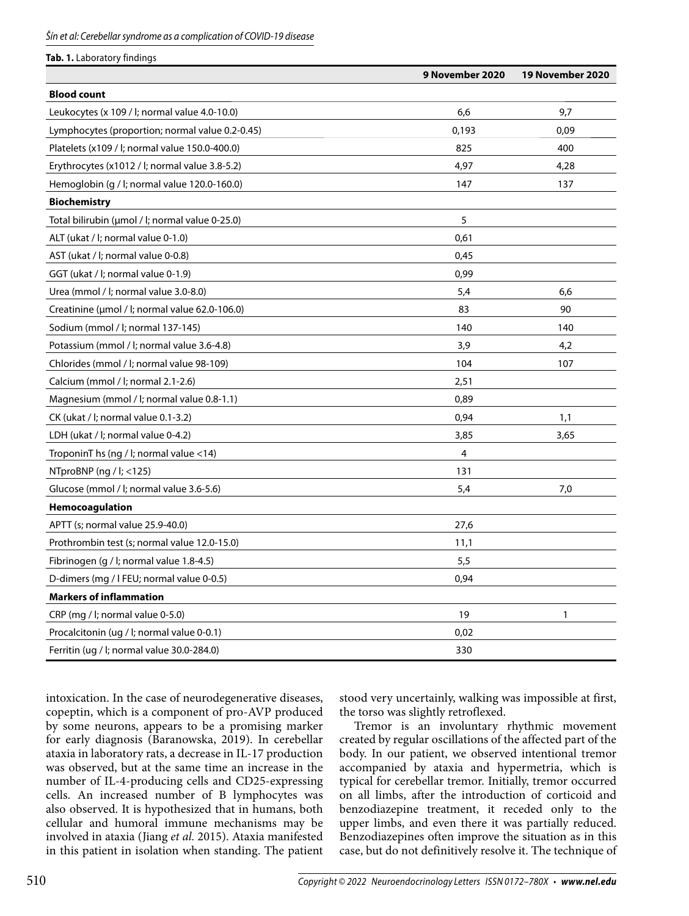**Tab. 1.** Laboratory findings

| | 9 November 2020 | 19 November 2020 |
|---|---|---|
| **Blood count** | | |
| Leukocytes (x 109 / l; normal value 4.0-10.0) | 6,6 | 9,7 |
| Lymphocytes (proportion; normal value 0.2-0.45) | 0,193 | 0,09 |
| Platelets (x109 / l; normal value 150.0-400.0) | 825 | 400 |
| Erythrocytes (x1012 / l; normal value 3.8-5.2) | 4,97 | 4,28 |
| Hemoglobin (g / l; normal value 120.0-160.0) | 147 | 137 |
| **Biochemistry** | | |
| Total bilirubin (μmol / l; normal value 0-25.0) | 5 | |
| ALT (ukat / l; normal value 0-1.0) | 0,61 | |
| AST (ukat / l; normal value 0-0.8) | 0,45 | |
| GGT (ukat / l; normal value 0-1.9) | 0,99 | |
| Urea (mmol / l; normal value 3.0-8.0) | 5,4 | 6,6 |
| Creatinine (μmol / l; normal value 62.0-106.0) | 83 | 90 |
| Sodium (mmol / l; normal 137-145) | 140 | 140 |
| Potassium (mmol / l; normal value 3.6-4.8) | 3,9 | 4,2 |
| Chlorides (mmol / l; normal value 98-109) | 104 | 107 |
| Calcium (mmol / l; normal 2.1-2.6) | 2,51 | |
| Magnesium (mmol / l; normal value 0.8-1.1) | 0,89 | |
| CK (ukat / l; normal value 0.1-3.2) | 0,94 | 1,1 |
| LDH (ukat / l; normal value 0-4.2) | 3,85 | 3,65 |
| TroponinT hs (ng / l; normal value <14) | 4 | |
| NTproBNP (ng / l; <125) | 131 | |
| Glucose (mmol / l; normal value 3.6-5.6) | 5,4 | 7,0 |
| **Hemocoagulation** | | |
| APTT (s; normal value 25.9-40.0) | 27,6 | |
| Prothrombin test (s; normal value 12.0-15.0) | 11,1 | |
| Fibrinogen (g / l; normal value 1.8-4.5) | 5,5 | |
| D-dimers (mg / l FEU; normal value 0-0.5) | 0,94 | |
| **Markers of inflammation** | | |
| CRP (mg / l; normal value 0-5.0) | 19 | 1 |
| Procalcitonin (ug / l; normal value 0-0.1) | 0,02 | |
| Ferritin (ug / l; normal value 30.0-284.0) | 330 | |

intoxication. In the case of neurodegenerative diseases, copeptin, which is a component of pro-AVP produced by some neurons, appears to be a promising marker for early diagnosis (Baranowska, 2019). In cerebellar ataxia in laboratory rats, a decrease in IL-17 production was observed, but at the same time an increase in the number of IL-4-producing cells and CD25-expressing cells. An increased number of B lymphocytes was also observed. It is hypothesized that in humans, both cellular and humoral immune mechanisms may be involved in ataxia (Jiang *et al.* 2015). Ataxia manifested in this patient in isolation when standing. The patient stood very uncertainly, walking was impossible at first, the torso was slightly retroflexed.

Tremor is an involuntary rhythmic movement created by regular oscillations of the affected part of the body. In our patient, we observed intentional tremor accompanied by ataxia and hypermetria, which is typical for cerebellar tremor. Initially, tremor occurred on all limbs, after the introduction of corticoid and benzodiazepine treatment, it receded only to the upper limbs, and even there it was partially reduced. Benzodiazepines often improve the situation as in this case, but do not definitively resolve it. The technique of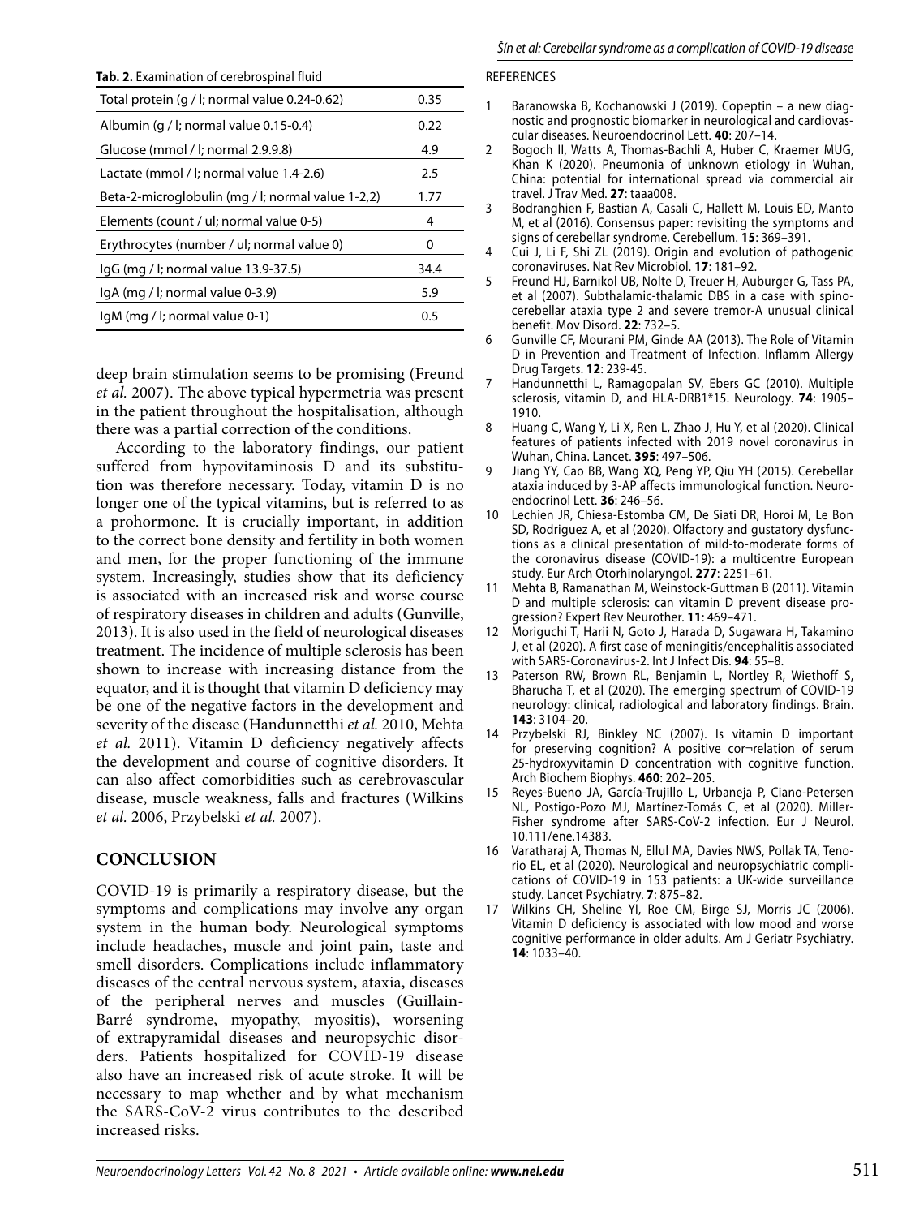**Tab. 2.** Examination of cerebrospinal fluid

| | |
|---|---|
| Total protein (g / l; normal value 0.24-0.62) | 0.35 |
| Albumin (g / l; normal value 0.15-0.4) | 0.22 |
| Glucose (mmol / l; normal 2.9.9.8) | 4.9 |
| Lactate (mmol / l; normal value 1.4-2.6) | 2.5 |
| Beta-2-microglobulin (mg / l; normal value 1-2,2) | 1.77 |
| Elements (count / ul; normal value 0-5) | 4 |
| Erythrocytes (number / ul; normal value 0) | 0 |
| IgG (mg / l; normal value 13.9-37.5) | 34.4 |
| IgA (mg / l; normal value 0-3.9) | 5.9 |
| IgM (mg / l; normal value 0-1) | 0.5 |

deep brain stimulation seems to be promising (Freund *et al.* 2007). The above typical hypermetria was present in the patient throughout the hospitalisation, although there was a partial correction of the conditions.

According to the laboratory findings, our patient suffered from hypovitaminosis D and its substitution was therefore necessary. Today, vitamin D is no longer one of the typical vitamins, but is referred to as a prohormone. It is crucially important, in addition to the correct bone density and fertility in both women and men, for the proper functioning of the immune system. Increasingly, studies show that its deficiency is associated with an increased risk and worse course of respiratory diseases in children and adults (Gunville, 2013). It is also used in the field of neurological diseases treatment. The incidence of multiple sclerosis has been shown to increase with increasing distance from the equator, and it is thought that vitamin D deficiency may be one of the negative factors in the development and severity of the disease (Handunnetthi *et al.* 2010, Mehta *et al.* 2011). Vitamin D deficiency negatively affects the development and course of cognitive disorders. It can also affect comorbidities such as cerebrovascular disease, muscle weakness, falls and fractures (Wilkins *et al.* 2006, Przybelski *et al.* 2007).

## CONCLUSION

COVID-19 is primarily a respiratory disease, but the symptoms and complications may involve any organ system in the human body. Neurological symptoms include headaches, muscle and joint pain, taste and smell disorders. Complications include inflammatory diseases of the central nervous system, ataxia, diseases of the peripheral nerves and muscles (Guillain-Barré syndrome, myopathy, myositis), worsening of extrapyramidal diseases and neuropsychic disorders. Patients hospitalized for COVID-19 disease also have an increased risk of acute stroke. It will be necessary to map whether and by what mechanism the SARS-CoV-2 virus contributes to the described increased risks.

REFERENCES

1. Baranowska B, Kochanowski J (2019). Copeptin – a new diagnostic and prognostic biomarker in neurological and cardiovascular diseases. Neuroendocrinol Lett. **40**: 207–14.
2. Bogoch II, Watts A, Thomas-Bachli A, Huber C, Kraemer MUG, Khan K (2020). Pneumonia of unknown etiology in Wuhan, China: potential for international spread via commercial air travel. J Trav Med. **27**: taaa008.
3. Bodranghien F, Bastian A, Casali C, Hallett M, Louis ED, Manto M, et al (2016). Consensus paper: revisiting the symptoms and signs of cerebellar syndrome. Cerebellum. **15**: 369–391.
4. Cui J, Li F, Shi ZL (2019). Origin and evolution of pathogenic coronaviruses. Nat Rev Microbiol. **17**: 181–92.
5. Freund HJ, Barnikol UB, Nolte D, Treuer H, Auburger G, Tass PA, et al (2007). Subthalamic-thalamic DBS in a case with spinocerebellar ataxia type 2 and severe tremor-A unusual clinical benefit. Mov Disord. **22**: 732–5.
6. Gunville CF, Mourani PM, Ginde AA (2013). The Role of Vitamin D in Prevention and Treatment of Infection. Inflamm Allergy Drug Targets. **12**: 239-45.
7. Handunnetthi L, Ramagopalan SV, Ebers GC (2010). Multiple sclerosis, vitamin D, and HLA-DRB1*15. Neurology. **74**: 1905–1910.
8. Huang C, Wang Y, Li X, Ren L, Zhao J, Hu Y, et al (2020). Clinical features of patients infected with 2019 novel coronavirus in Wuhan, China. Lancet. **395**: 497–506.
9. Jiang YY, Cao BB, Wang XQ, Peng YP, Qiu YH (2015). Cerebellar ataxia induced by 3-AP affects immunological function. Neuroendocrinol Lett. **36**: 246–56.
10. Lechien JR, Chiesa-Estomba CM, De Siati DR, Horoi M, Le Bon SD, Rodriguez A, et al (2020). Olfactory and gustatory dysfunctions as a clinical presentation of mild-to-moderate forms of the coronavirus disease (COVID-19): a multicentre European study. Eur Arch Otorhinolaryngol. **277**: 2251–61.
11. Mehta B, Ramanathan M, Weinstock-Guttman B (2011). Vitamin D and multiple sclerosis: can vitamin D prevent disease progression? Expert Rev Neurother. **11**: 469–471.
12. Moriguchi T, Harii N, Goto J, Harada D, Sugawara H, Takamino J, et al (2020). A first case of meningitis/encephalitis associated with SARS-Coronavirus-2. Int J Infect Dis. **94**: 55–8.
13. Paterson RW, Brown RL, Benjamin L, Nortley R, Wiethoff S, Bharucha T, et al (2020). The emerging spectrum of COVID-19 neurology: clinical, radiological and laboratory findings. Brain. **143**: 3104–20.
14. Przybelski RJ, Binkley NC (2007). Is vitamin D important for preserving cognition? A positive cor¬relation of serum 25-hydroxyvitamin D concentration with cognitive function. Arch Biochem Biophys. **460**: 202–205.
15. Reyes-Bueno JA, García-Trujillo L, Urbaneja P, Ciano-Petersen NL, Postigo-Pozo MJ, Martínez-Tomás C, et al (2020). Miller-Fisher syndrome after SARS-CoV-2 infection. Eur J Neurol. 10.111/ene.14383.
16. Varatharaj A, Thomas N, Ellul MA, Davies NWS, Pollak TA, Tenorio EL, et al (2020). Neurological and neuropsychiatric complications of COVID-19 in 153 patients: a UK-wide surveillance study. Lancet Psychiatry. **7**: 875–82.
17. Wilkins CH, Sheline YI, Roe CM, Birge SJ, Morris JC (2006). Vitamin D deficiency is associated with low mood and worse cognitive performance in older adults. Am J Geriatr Psychiatry. **14**: 1033–40.